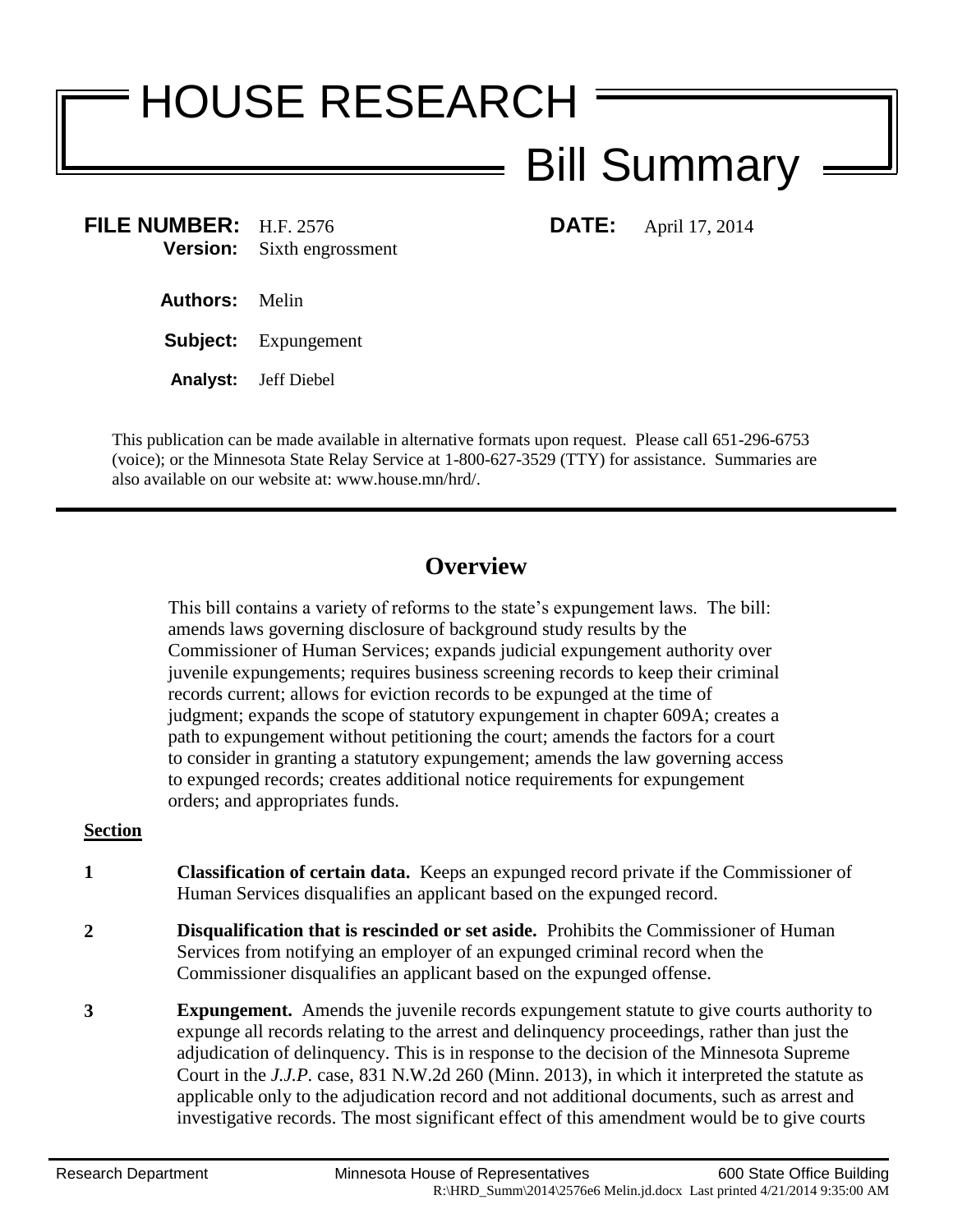# HOUSE RESEARCH

## Bill Summary

**FILE NUMBER:** H.F. 2576 **DATE:** April 17, 2014
**Version:** Sixth engrossment

**Authors:** Melin

**Subject:** Expungement

**Analyst:** Jeff Diebel

This publication can be made available in alternative formats upon request. Please call 651-296-6753 (voice); or the Minnesota State Relay Service at 1-800-627-3529 (TTY) for assistance. Summaries are also available on our website at: www.house.mn/hrd/.

---

## Overview

This bill contains a variety of reforms to the state's expungement laws. The bill: amends laws governing disclosure of background study results by the Commissioner of Human Services; expands judicial expungement authority over juvenile expungements; requires business screening records to keep their criminal records current; allows for eviction records to be expunged at the time of judgment; expands the scope of statutory expungement in chapter 609A; creates a path to expungement without petitioning the court; amends the factors for a court to consider in granting a statutory expungement; amends the law governing access to expunged records; creates additional notice requirements for expungement orders; and appropriates funds.

**Section**

**1** **Classification of certain data.** Keeps an expunged record private if the Commissioner of Human Services disqualifies an applicant based on the expunged record.

**2** **Disqualification that is rescinded or set aside.** Prohibits the Commissioner of Human Services from notifying an employer of an expunged criminal record when the Commissioner disqualifies an applicant based on the expunged offense.

**3** **Expungement.** Amends the juvenile records expungement statute to give courts authority to expunge all records relating to the arrest and delinquency proceedings, rather than just the adjudication of delinquency. This is in response to the decision of the Minnesota Supreme Court in the *J.J.P.* case, 831 N.W.2d 260 (Minn. 2013), in which it interpreted the statute as applicable only to the adjudication record and not additional documents, such as arrest and investigative records. The most significant effect of this amendment would be to give courts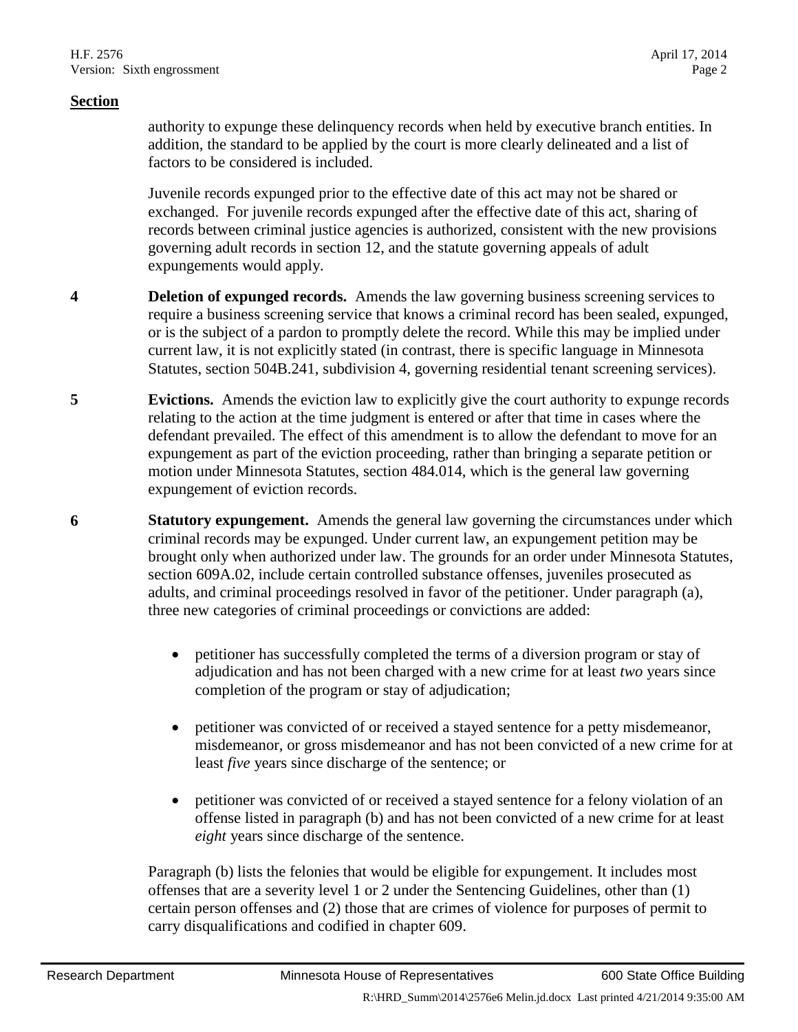**Section**

authority to expunge these delinquency records when held by executive branch entities. In addition, the standard to be applied by the court is more clearly delineated and a list of factors to be considered is included.

Juvenile records expunged prior to the effective date of this act may not be shared or exchanged. For juvenile records expunged after the effective date of this act, sharing of records between criminal justice agencies is authorized, consistent with the new provisions governing adult records in section 12, and the statute governing appeals of adult expungements would apply.

**4** **Deletion of expunged records.** Amends the law governing business screening services to require a business screening service that knows a criminal record has been sealed, expunged, or is the subject of a pardon to promptly delete the record. While this may be implied under current law, it is not explicitly stated (in contrast, there is specific language in Minnesota Statutes, section 504B.241, subdivision 4, governing residential tenant screening services).

**5** **Evictions.** Amends the eviction law to explicitly give the court authority to expunge records relating to the action at the time judgment is entered or after that time in cases where the defendant prevailed. The effect of this amendment is to allow the defendant to move for an expungement as part of the eviction proceeding, rather than bringing a separate petition or motion under Minnesota Statutes, section 484.014, which is the general law governing expungement of eviction records.

**6** **Statutory expungement.** Amends the general law governing the circumstances under which criminal records may be expunged. Under current law, an expungement petition may be brought only when authorized under law. The grounds for an order under Minnesota Statutes, section 609A.02, include certain controlled substance offenses, juveniles prosecuted as adults, and criminal proceedings resolved in favor of the petitioner. Under paragraph (a), three new categories of criminal proceedings or convictions are added:

- petitioner has successfully completed the terms of a diversion program or stay of adjudication and has not been charged with a new crime for at least *two* years since completion of the program or stay of adjudication;
- petitioner was convicted of or received a stayed sentence for a petty misdemeanor, misdemeanor, or gross misdemeanor and has not been convicted of a new crime for at least *five* years since discharge of the sentence; or
- petitioner was convicted of or received a stayed sentence for a felony violation of an offense listed in paragraph (b) and has not been convicted of a new crime for at least *eight* years since discharge of the sentence.

Paragraph (b) lists the felonies that would be eligible for expungement. It includes most offenses that are a severity level 1 or 2 under the Sentencing Guidelines, other than (1) certain person offenses and (2) those that are crimes of violence for purposes of permit to carry disqualifications and codified in chapter 609.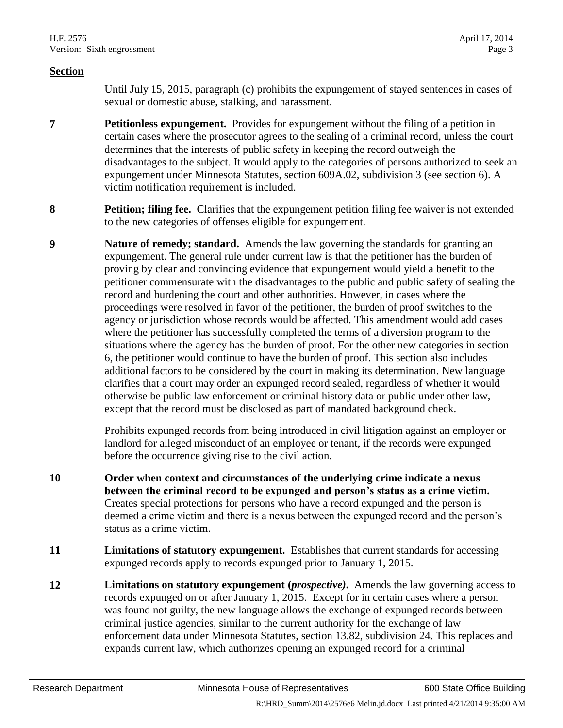**Section**

Until July 15, 2015, paragraph (c) prohibits the expungement of stayed sentences in cases of sexual or domestic abuse, stalking, and harassment.

**7** **Petitionless expungement.** Provides for expungement without the filing of a petition in certain cases where the prosecutor agrees to the sealing of a criminal record, unless the court determines that the interests of public safety in keeping the record outweigh the disadvantages to the subject. It would apply to the categories of persons authorized to seek an expungement under Minnesota Statutes, section 609A.02, subdivision 3 (see section 6). A victim notification requirement is included.

**8** **Petition; filing fee.** Clarifies that the expungement petition filing fee waiver is not extended to the new categories of offenses eligible for expungement.

**9** **Nature of remedy; standard.** Amends the law governing the standards for granting an expungement. The general rule under current law is that the petitioner has the burden of proving by clear and convincing evidence that expungement would yield a benefit to the petitioner commensurate with the disadvantages to the public and public safety of sealing the record and burdening the court and other authorities. However, in cases where the proceedings were resolved in favor of the petitioner, the burden of proof switches to the agency or jurisdiction whose records would be affected. This amendment would add cases where the petitioner has successfully completed the terms of a diversion program to the situations where the agency has the burden of proof. For the other new categories in section 6, the petitioner would continue to have the burden of proof. This section also includes additional factors to be considered by the court in making its determination. New language clarifies that a court may order an expunged record sealed, regardless of whether it would otherwise be public law enforcement or criminal history data or public under other law, except that the record must be disclosed as part of mandated background check.

Prohibits expunged records from being introduced in civil litigation against an employer or landlord for alleged misconduct of an employee or tenant, if the records were expunged before the occurrence giving rise to the civil action.

**10** **Order when context and circumstances of the underlying crime indicate a nexus between the criminal record to be expunged and person's status as a crime victim.** Creates special protections for persons who have a record expunged and the person is deemed a crime victim and there is a nexus between the expunged record and the person's status as a crime victim.

**11** **Limitations of statutory expungement.** Establishes that current standards for accessing expunged records apply to records expunged prior to January 1, 2015.

**12** **Limitations on statutory expungement (*prospective*).** Amends the law governing access to records expunged on or after January 1, 2015. Except for in certain cases where a person was found not guilty, the new language allows the exchange of expunged records between criminal justice agencies, similar to the current authority for the exchange of law enforcement data under Minnesota Statutes, section 13.82, subdivision 24. This replaces and expands current law, which authorizes opening an expunged record for a criminal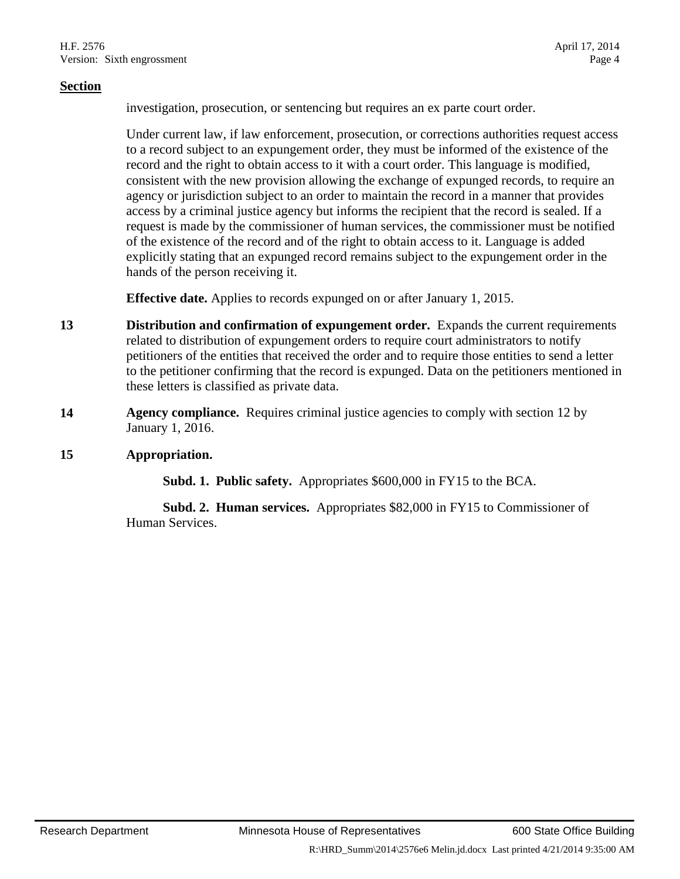**Section**

investigation, prosecution, or sentencing but requires an ex parte court order.

Under current law, if law enforcement, prosecution, or corrections authorities request access to a record subject to an expungement order, they must be informed of the existence of the record and the right to obtain access to it with a court order. This language is modified, consistent with the new provision allowing the exchange of expunged records, to require an agency or jurisdiction subject to an order to maintain the record in a manner that provides access by a criminal justice agency but informs the recipient that the record is sealed. If a request is made by the commissioner of human services, the commissioner must be notified of the existence of the record and of the right to obtain access to it. Language is added explicitly stating that an expunged record remains subject to the expungement order in the hands of the person receiving it.

**Effective date.** Applies to records expunged on or after January 1, 2015.

**13** **Distribution and confirmation of expungement order.** Expands the current requirements related to distribution of expungement orders to require court administrators to notify petitioners of the entities that received the order and to require those entities to send a letter to the petitioner confirming that the record is expunged. Data on the petitioners mentioned in these letters is classified as private data.

**14** **Agency compliance.** Requires criminal justice agencies to comply with section 12 by January 1, 2016.

**15** **Appropriation.**

**Subd. 1. Public safety.** Appropriates $600,000 in FY15 to the BCA.

**Subd. 2. Human services.** Appropriates $82,000 in FY15 to Commissioner of Human Services.